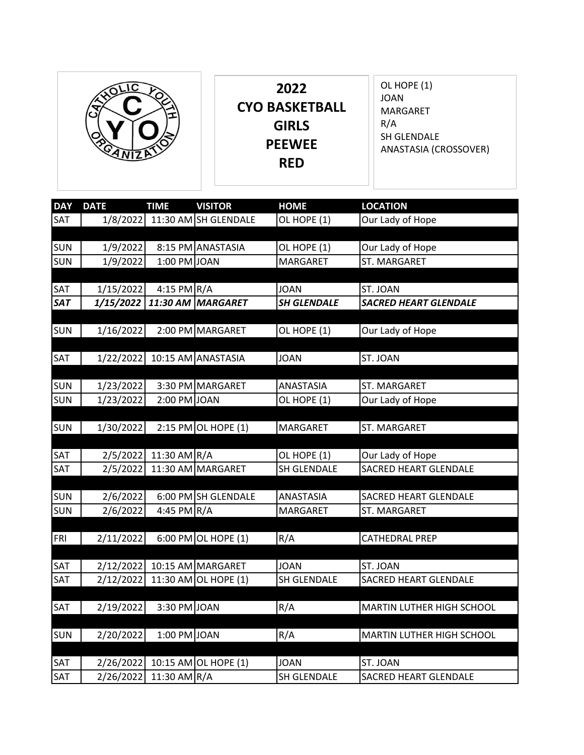# 2022
# CYO BASKETBALL
# GIRLS
# PEEWEE
# RED

OL HOPE (1)
JOAN
MARGARET
R/A
SH GLENDALE
ANASTASIA (CROSSOVER)

| DAY | DATE | TIME | VISITOR | HOME | LOCATION |
|---|---|---|---|---|---|
| SAT | 1/8/2022 | 11:30 AM | SH GLENDALE | OL HOPE (1) | Our Lady of Hope |
| | | | | | |
| SUN | 1/9/2022 | 8:15 PM | ANASTASIA | OL HOPE (1) | Our Lady of Hope |
| SUN | 1/9/2022 | 1:00 PM | JOAN | MARGARET | ST. MARGARET |
| | | | | | |
| SAT | 1/15/2022 | 4:15 PM | R/A | JOAN | ST. JOAN |
| ***SAT*** | ***1/15/2022*** | ***11:30 AM*** | ***MARGARET*** | ***SH GLENDALE*** | ***SACRED HEART GLENDALE*** |
| | | | | | |
| SUN | 1/16/2022 | 2:00 PM | MARGARET | OL HOPE (1) | Our Lady of Hope |
| | | | | | |
| SAT | 1/22/2022 | 10:15 AM | ANASTASIA | JOAN | ST. JOAN |
| | | | | | |
| SUN | 1/23/2022 | 3:30 PM | MARGARET | ANASTASIA | ST. MARGARET |
| SUN | 1/23/2022 | 2:00 PM | JOAN | OL HOPE (1) | Our Lady of Hope |
| | | | | | |
| SUN | 1/30/2022 | 2:15 PM | OL HOPE (1) | MARGARET | ST. MARGARET |
| | | | | | |
| SAT | 2/5/2022 | 11:30 AM | R/A | OL HOPE (1) | Our Lady of Hope |
| SAT | 2/5/2022 | 11:30 AM | MARGARET | SH GLENDALE | SACRED HEART GLENDALE |
| | | | | | |
| SUN | 2/6/2022 | 6:00 PM | SH GLENDALE | ANASTASIA | SACRED HEART GLENDALE |
| SUN | 2/6/2022 | 4:45 PM | R/A | MARGARET | ST. MARGARET |
| | | | | | |
| FRI | 2/11/2022 | 6:00 PM | OL HOPE (1) | R/A | CATHEDRAL PREP |
| | | | | | |
| SAT | 2/12/2022 | 10:15 AM | MARGARET | JOAN | ST. JOAN |
| SAT | 2/12/2022 | 11:30 AM | OL HOPE (1) | SH GLENDALE | SACRED HEART GLENDALE |
| | | | | | |
| SAT | 2/19/2022 | 3:30 PM | JOAN | R/A | MARTIN LUTHER HIGH SCHOOL |
| | | | | | |
| SUN | 2/20/2022 | 1:00 PM | JOAN | R/A | MARTIN LUTHER HIGH SCHOOL |
| | | | | | |
| SAT | 2/26/2022 | 10:15 AM | OL HOPE (1) | JOAN | ST. JOAN |
| SAT | 2/26/2022 | 11:30 AM | R/A | SH GLENDALE | SACRED HEART GLENDALE |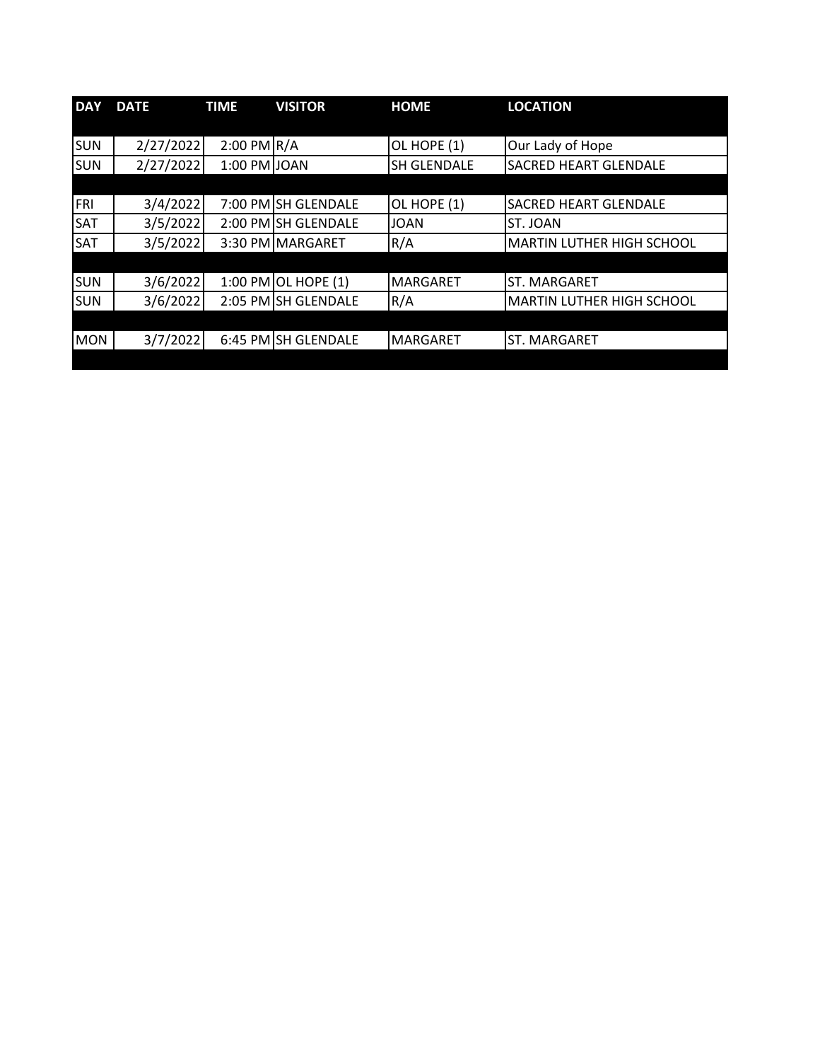| DAY | DATE | TIME | VISITOR | HOME | LOCATION |
|---|---|---|---|---|---|
| SUN | 2/27/2022 | 2:00 PM | R/A | OL HOPE (1) | Our Lady of Hope |
| SUN | 2/27/2022 | 1:00 PM | JOAN | SH GLENDALE | SACRED HEART GLENDALE |
| | | | | | |
| FRI | 3/4/2022 | 7:00 PM | SH GLENDALE | OL HOPE (1) | SACRED HEART GLENDALE |
| SAT | 3/5/2022 | 2:00 PM | SH GLENDALE | JOAN | ST. JOAN |
| SAT | 3/5/2022 | 3:30 PM | MARGARET | R/A | MARTIN LUTHER HIGH SCHOOL |
| | | | | | |
| SUN | 3/6/2022 | 1:00 PM | OL HOPE (1) | MARGARET | ST. MARGARET |
| SUN | 3/6/2022 | 2:05 PM | SH GLENDALE | R/A | MARTIN LUTHER HIGH SCHOOL |
| | | | | | |
| MON | 3/7/2022 | 6:45 PM | SH GLENDALE | MARGARET | ST. MARGARET |